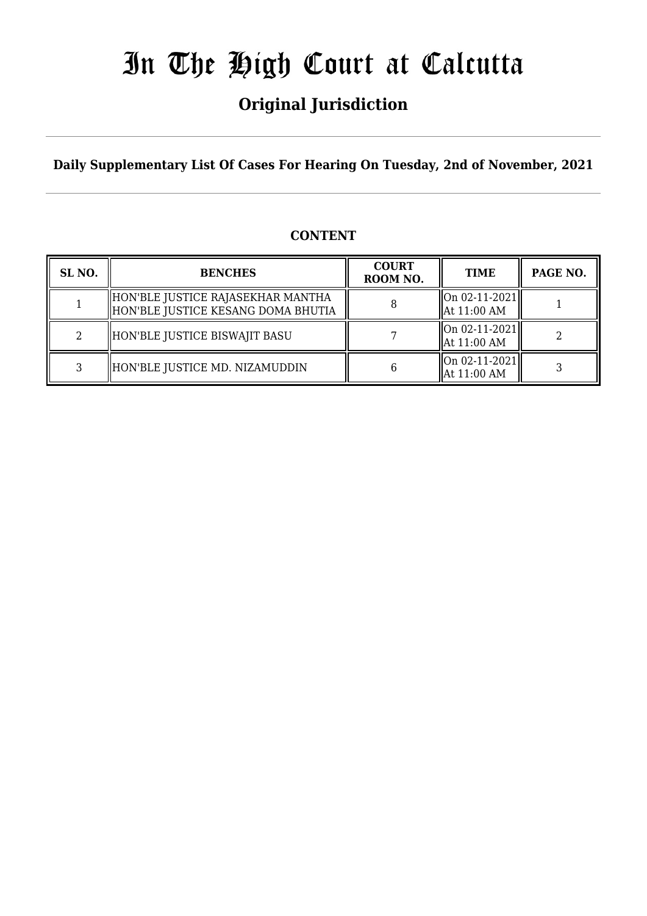# In The High Court at Calcutta

## Original Jurisdiction

**Daily Supplementary List Of Cases For Hearing On Tuesday, 2nd of November, 2021**

**CONTENT**

| SL NO. | BENCHES | COURT ROOM NO. | TIME | PAGE NO. |
|---|---|---|---|---|
| 1 | HON'BLE JUSTICE RAJASEKHAR MANTHA<br>HON'BLE JUSTICE KESANG DOMA BHUTIA | 8 | On 02-11-2021<br>At 11:00 AM | 1 |
| 2 | HON'BLE JUSTICE BISWAJIT BASU | 7 | On 02-11-2021<br>At 11:00 AM | 2 |
| 3 | HON'BLE JUSTICE MD. NIZAMUDDIN | 6 | On 02-11-2021<br>At 11:00 AM | 3 |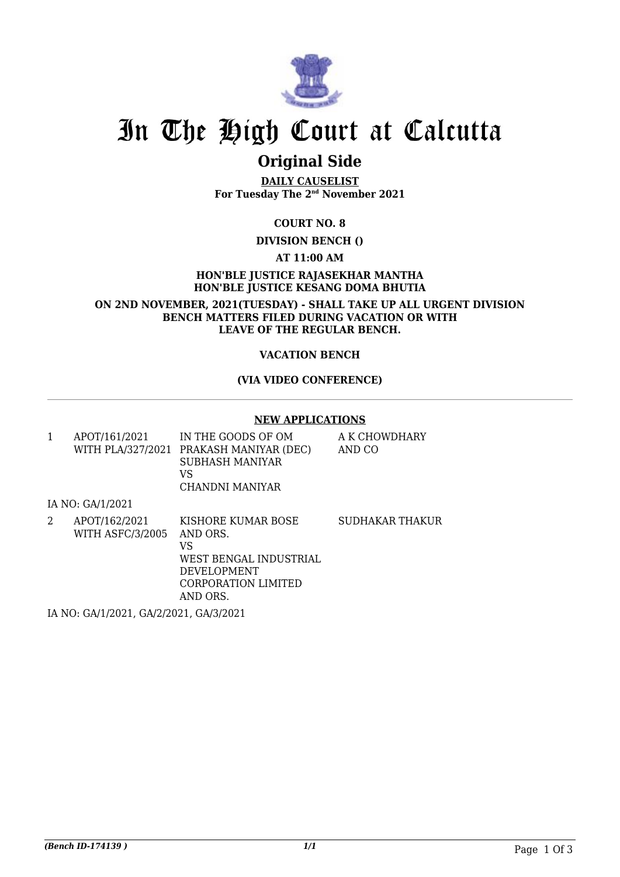# In The High Court at Calcutta

## Original Side

**DAILY CAUSELIST**
**For Tuesday The 2nd November 2021**

**COURT NO. 8**

**DIVISION BENCH ()**

**AT 11:00 AM**

**HON'BLE JUSTICE RAJASEKHAR MANTHA**
**HON'BLE JUSTICE KESANG DOMA BHUTIA**

**ON 2ND NOVEMBER, 2021(TUESDAY) - SHALL TAKE UP ALL URGENT DIVISION BENCH MATTERS FILED DURING VACATION OR WITH LEAVE OF THE REGULAR BENCH.**

**VACATION BENCH**

**(VIA VIDEO CONFERENCE)**

---

**NEW APPLICATIONS**

| | | | |
|---|---|---|---|
| 1 | APOT/161/2021 WITH PLA/327/2021 | IN THE GOODS OF OM PRAKASH MANIYAR (DEC) SUBHASH MANIYAR VS CHANDNI MANIYAR | A K CHOWDHARY AND CO |

IA NO: GA/1/2021

| | | | |
|---|---|---|---|
| 2 | APOT/162/2021 WITH ASFC/3/2005 | KISHORE KUMAR BOSE AND ORS. VS WEST BENGAL INDUSTRIAL DEVELOPMENT CORPORATION LIMITED AND ORS. | SUDHAKAR THAKUR |

IA NO: GA/1/2021, GA/2/2021, GA/3/2021

*(Bench ID-174139 )*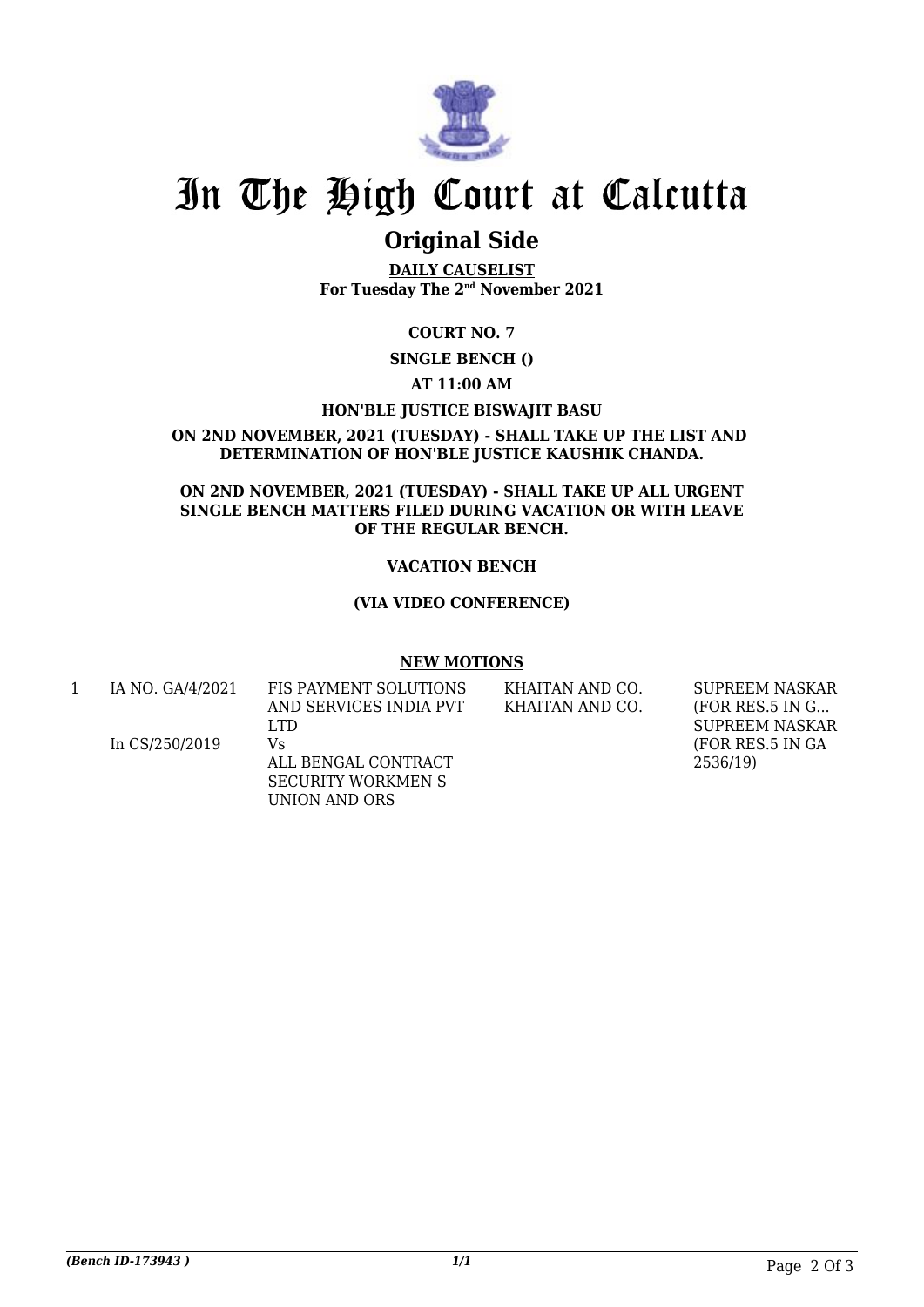# In The High Court at Calcutta

## Original Side

**DAILY CAUSELIST**
**For Tuesday The 2nd November 2021**

**COURT NO. 7**

**SINGLE BENCH ()**

**AT 11:00 AM**

**HON'BLE JUSTICE BISWAJIT BASU**

**ON 2ND NOVEMBER, 2021 (TUESDAY) - SHALL TAKE UP THE LIST AND DETERMINATION OF HON'BLE JUSTICE KAUSHIK CHANDA.**

**ON 2ND NOVEMBER, 2021 (TUESDAY) - SHALL TAKE UP ALL URGENT SINGLE BENCH MATTERS FILED DURING VACATION OR WITH LEAVE OF THE REGULAR BENCH.**

**VACATION BENCH**

**(VIA VIDEO CONFERENCE)**

---

**NEW MOTIONS**

| | | | | |
|---|---|---|---|---|
| 1 | IA NO. GA/4/2021<br><br>In CS/250/2019 | FIS PAYMENT SOLUTIONS AND SERVICES INDIA PVT LTD<br>Vs<br>ALL BENGAL CONTRACT SECURITY WORKMEN S UNION AND ORS | KHAITAN AND CO.<br>KHAITAN AND CO. | SUPREEM NASKAR (FOR RES.5 IN G...<br>SUPREEM NASKAR (FOR RES.5 IN GA 2536/19) |

*(Bench ID-173943 )*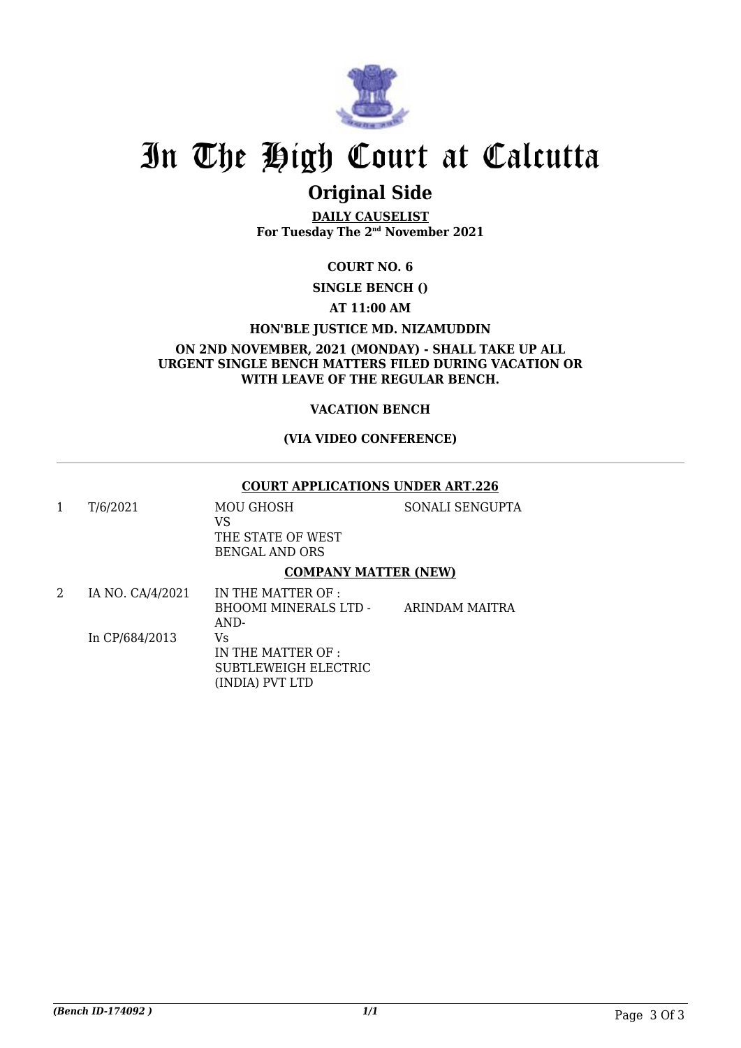# In The High Court at Calcutta

## Original Side

**DAILY CAUSELIST**
**For Tuesday The 2nd November 2021**

**COURT NO. 6**

**SINGLE BENCH ()**

**AT 11:00 AM**

**HON'BLE JUSTICE MD. NIZAMUDDIN**

**ON 2ND NOVEMBER, 2021 (MONDAY) - SHALL TAKE UP ALL URGENT SINGLE BENCH MATTERS FILED DURING VACATION OR WITH LEAVE OF THE REGULAR BENCH.**

**VACATION BENCH**

**(VIA VIDEO CONFERENCE)**

---

**COURT APPLICATIONS UNDER ART.226**

| | | | |
|---|---|---|---|
| 1 | T/6/2021 | MOU GHOSH<br>VS<br>THE STATE OF WEST BENGAL AND ORS | SONALI SENGUPTA |

**COMPANY MATTER (NEW)**

| | | | |
|---|---|---|---|
| 2 | IA NO. CA/4/2021<br><br>In CP/684/2013 | IN THE MATTER OF :<br>BHOOMI MINERALS LTD -AND-<br>Vs<br>IN THE MATTER OF :<br>SUBTLEWEIGH ELECTRIC (INDIA) PVT LTD | ARINDAM MAITRA |

*(Bench ID-174092 )*